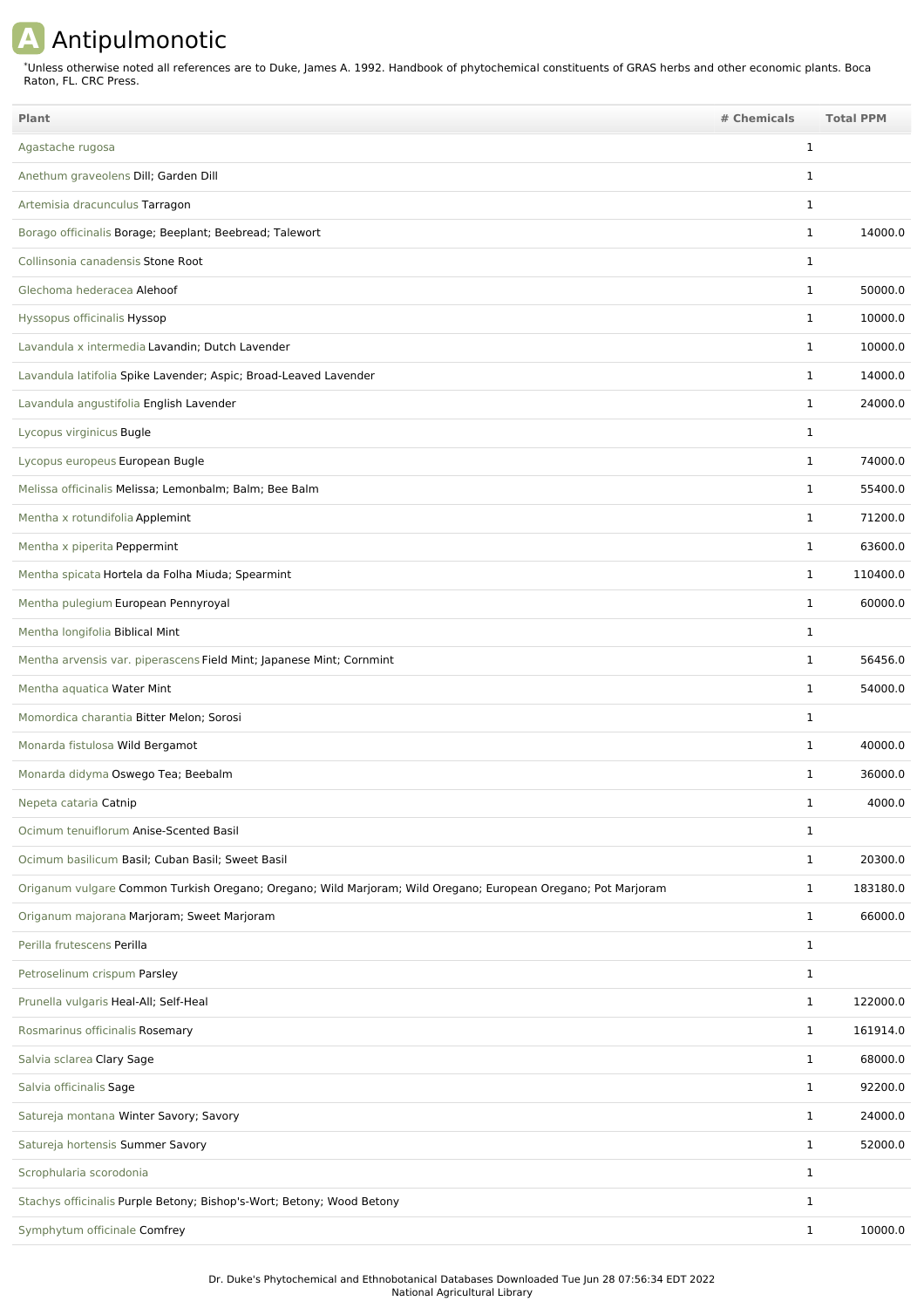# Antipulmonotic

*Unless otherwise noted all references are to Duke, James A. 1992. Handbook of phytochemical constituents of GRAS herbs and other economic plants. Boca Raton, FL. CRC Press.

| Plant | # Chemicals | Total PPM |
|---|---|---|
| Agastache rugosa | 1 | |
| Anethum graveolens Dill; Garden Dill | 1 | |
| Artemisia dracunculus Tarragon | 1 | |
| Borago officinalis Borage; Beeplant; Beebread; Talewort | 1 | 14000.0 |
| Collinsonia canadensis Stone Root | 1 | |
| Glechoma hederacea Alehoof | 1 | 50000.0 |
| Hyssopus officinalis Hyssop | 1 | 10000.0 |
| Lavandula x intermedia Lavandin; Dutch Lavender | 1 | 10000.0 |
| Lavandula latifolia Spike Lavender; Aspic; Broad-Leaved Lavender | 1 | 14000.0 |
| Lavandula angustifolia English Lavender | 1 | 24000.0 |
| Lycopus virginicus Bugle | 1 | |
| Lycopus europeus European Bugle | 1 | 74000.0 |
| Melissa officinalis Melissa; Lemonbalm; Balm; Bee Balm | 1 | 55400.0 |
| Mentha x rotundifolia Applemint | 1 | 71200.0 |
| Mentha x piperita Peppermint | 1 | 63600.0 |
| Mentha spicata Hortela da Folha Miuda; Spearmint | 1 | 110400.0 |
| Mentha pulegium European Pennyroyal | 1 | 60000.0 |
| Mentha longifolia Biblical Mint | 1 | |
| Mentha arvensis var. piperascens Field Mint; Japanese Mint; Cornmint | 1 | 56456.0 |
| Mentha aquatica Water Mint | 1 | 54000.0 |
| Momordica charantia Bitter Melon; Sorosi | 1 | |
| Monarda fistulosa Wild Bergamot | 1 | 40000.0 |
| Monarda didyma Oswego Tea; Beebalm | 1 | 36000.0 |
| Nepeta cataria Catnip | 1 | 4000.0 |
| Ocimum tenuiflorum Anise-Scented Basil | 1 | |
| Ocimum basilicum Basil; Cuban Basil; Sweet Basil | 1 | 20300.0 |
| Origanum vulgare Common Turkish Oregano; Oregano; Wild Marjoram; Wild Oregano; European Oregano; Pot Marjoram | 1 | 183180.0 |
| Origanum majorana Marjoram; Sweet Marjoram | 1 | 66000.0 |
| Perilla frutescens Perilla | 1 | |
| Petroselinum crispum Parsley | 1 | |
| Prunella vulgaris Heal-All; Self-Heal | 1 | 122000.0 |
| Rosmarinus officinalis Rosemary | 1 | 161914.0 |
| Salvia sclarea Clary Sage | 1 | 68000.0 |
| Salvia officinalis Sage | 1 | 92200.0 |
| Satureja montana Winter Savory; Savory | 1 | 24000.0 |
| Satureja hortensis Summer Savory | 1 | 52000.0 |
| Scrophularia scorodonia | 1 | |
| Stachys officinalis Purple Betony; Bishop's-Wort; Betony; Wood Betony | 1 | |
| Symphytum officinale Comfrey | 1 | 10000.0 |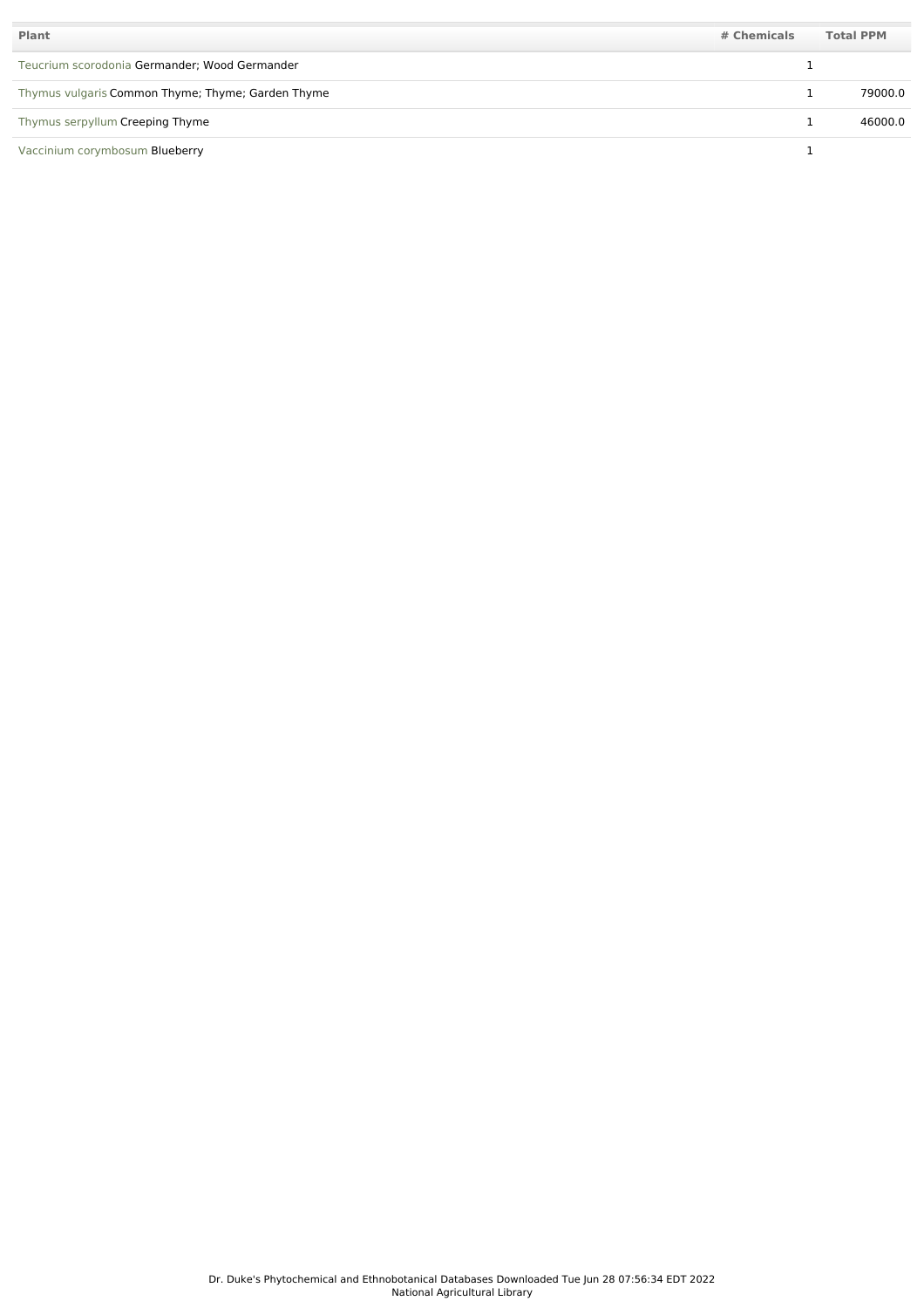| Plant | # Chemicals | Total PPM |
|---|---|---|
| Teucrium scorodonia Germander; Wood Germander | 1 | |
| Thymus vulgaris Common Thyme; Thyme; Garden Thyme | 1 | 79000.0 |
| Thymus serpyllum Creeping Thyme | 1 | 46000.0 |
| Vaccinium corymbosum Blueberry | 1 | |

Dr. Duke's Phytochemical and Ethnobotanical Databases Downloaded Tue Jun 28 07:56:34 EDT 2022
National Agricultural Library